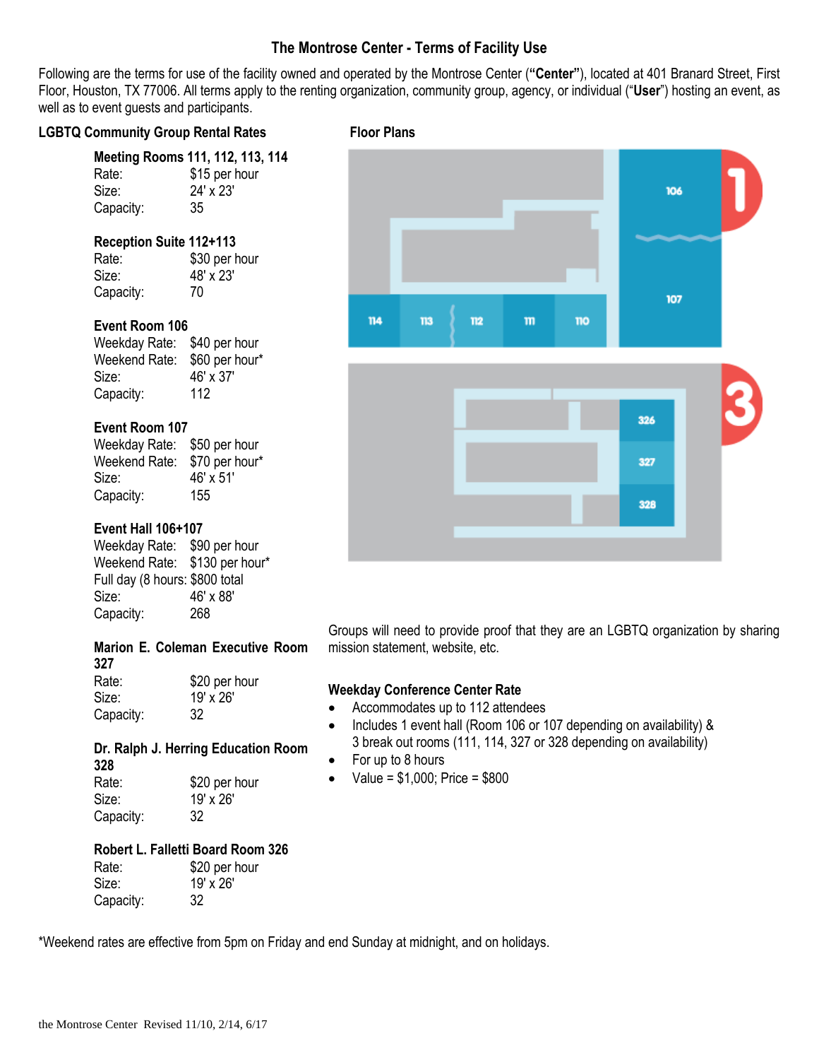# The Montrose Center - Terms of Facility Use

Following are the terms for use of the facility owned and operated by the Montrose Center (**"Center"**), located at 401 Branard Street, First Floor, Houston, TX 77006. All terms apply to the renting organization, community group, agency, or individual ("**User**") hosting an event, as well as to event guests and participants.

## LGBTQ Community Group Rental Rates

**Meeting Rooms 111, 112, 113, 114**
Rate: $15 per hour
Size: 24' x 23'
Capacity: 35

**Reception Suite 112+113**
Rate: $30 per hour
Size: 48' x 23'
Capacity: 70

**Event Room 106**
Weekday Rate: $40 per hour
Weekend Rate: $60 per hour*
Size: 46' x 37'
Capacity: 112

**Event Room 107**
Weekday Rate: $50 per hour
Weekend Rate: $70 per hour*
Size: 46' x 51'
Capacity: 155

**Event Hall 106+107**
Weekday Rate: $90 per hour
Weekend Rate: $130 per hour*
Full day (8 hours: $800 total
Size: 46' x 88'
Capacity: 268

**Marion E. Coleman Executive Room 327**
Rate: $20 per hour
Size: 19' x 26'
Capacity: 32

**Dr. Ralph J. Herring Education Room 328**
Rate: $20 per hour
Size: 19' x 26'
Capacity: 32

**Robert L. Falletti Board Room 326**
Rate: $20 per hour
Size: 19' x 26'
Capacity: 32

## Floor Plans

1: 106, 107, 114, 113, 112, 111, 110

3: 326, 327, 328

Groups will need to provide proof that they are an LGBTQ organization by sharing mission statement, website, etc.

### Weekday Conference Center Rate

- Accommodates up to 112 attendees
- Includes 1 event hall (Room 106 or 107 depending on availability) & 3 break out rooms (111, 114, 327 or 328 depending on availability)
- For up to 8 hours
- Value = $1,000; Price = $800

*Weekend rates are effective from 5pm on Friday and end Sunday at midnight, and on holidays.

the Montrose Center Revised 11/10, 2/14, 6/17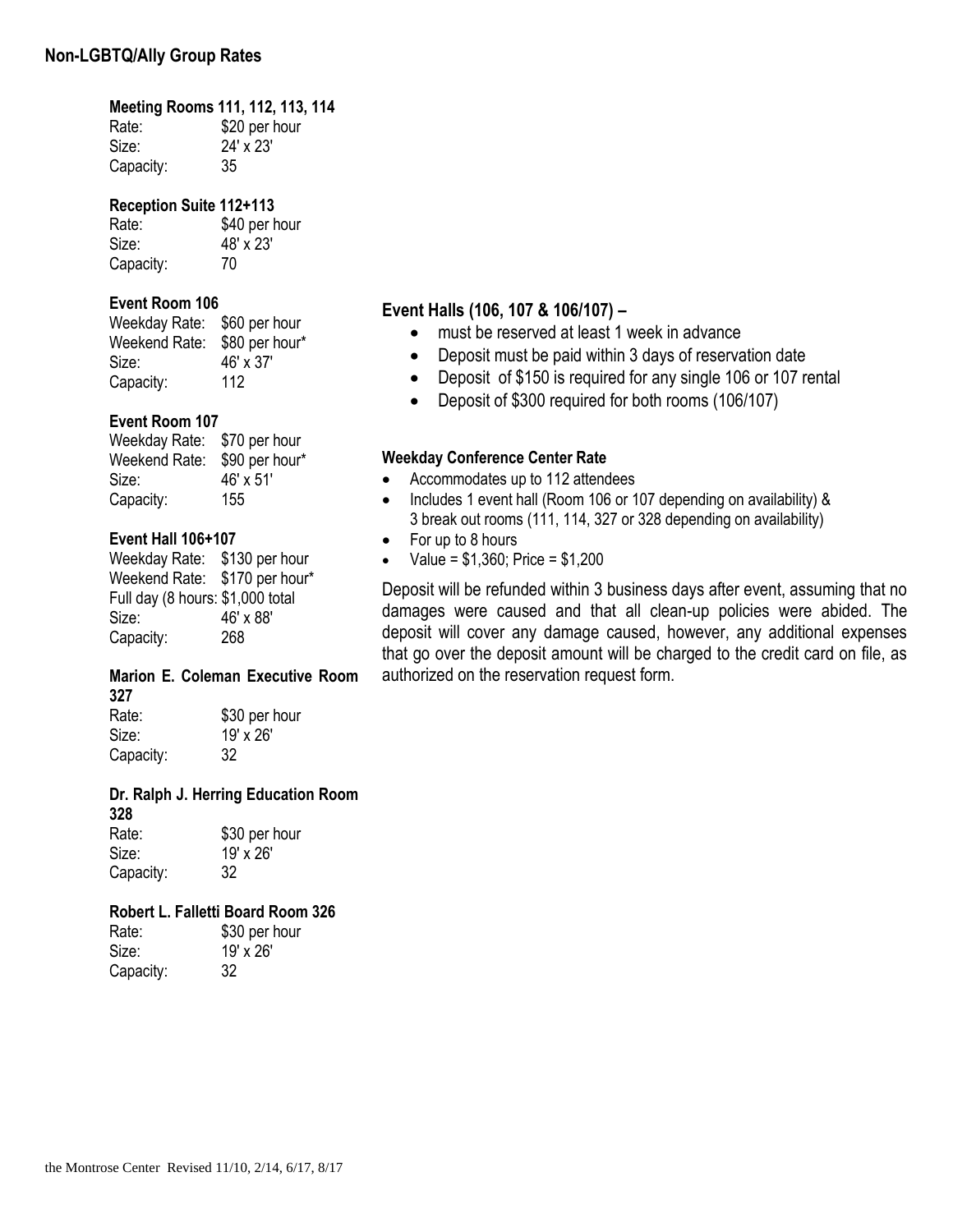## Non-LGBTQ/Ally Group Rates

### Meeting Rooms 111, 112, 113, 114

Rate: $20 per hour
Size: 24' x 23'
Capacity: 35

### Reception Suite 112+113

Rate: $40 per hour
Size: 48' x 23'
Capacity: 70

### Event Room 106

Weekday Rate: $60 per hour
Weekend Rate: $80 per hour*
Size: 46' x 37'
Capacity: 112

### Event Room 107

Weekday Rate: $70 per hour
Weekend Rate: $90 per hour*
Size: 46' x 51'
Capacity: 155

### Event Hall 106+107

Weekday Rate: $130 per hour
Weekend Rate: $170 per hour*
Full day (8 hours: $1,000 total
Size: 46' x 88'
Capacity: 268

### Marion E. Coleman Executive Room 327

Rate: $30 per hour
Size: 19' x 26'
Capacity: 32

### Dr. Ralph J. Herring Education Room 328

Rate: $30 per hour
Size: 19' x 26'
Capacity: 32

### Robert L. Falletti Board Room 326

Rate: $30 per hour
Size: 19' x 26'
Capacity: 32

### Event Halls (106, 107 & 106/107) –

- must be reserved at least 1 week in advance
- Deposit must be paid within 3 days of reservation date
- Deposit of $150 is required for any single 106 or 107 rental
- Deposit of $300 required for both rooms (106/107)

### Weekday Conference Center Rate

- Accommodates up to 112 attendees
- Includes 1 event hall (Room 106 or 107 depending on availability) & 3 break out rooms (111, 114, 327 or 328 depending on availability)
- For up to 8 hours
- Value = $1,360; Price = $1,200

Deposit will be refunded within 3 business days after event, assuming that no damages were caused and that all clean-up policies were abided. The deposit will cover any damage caused, however, any additional expenses that go over the deposit amount will be charged to the credit card on file, as authorized on the reservation request form.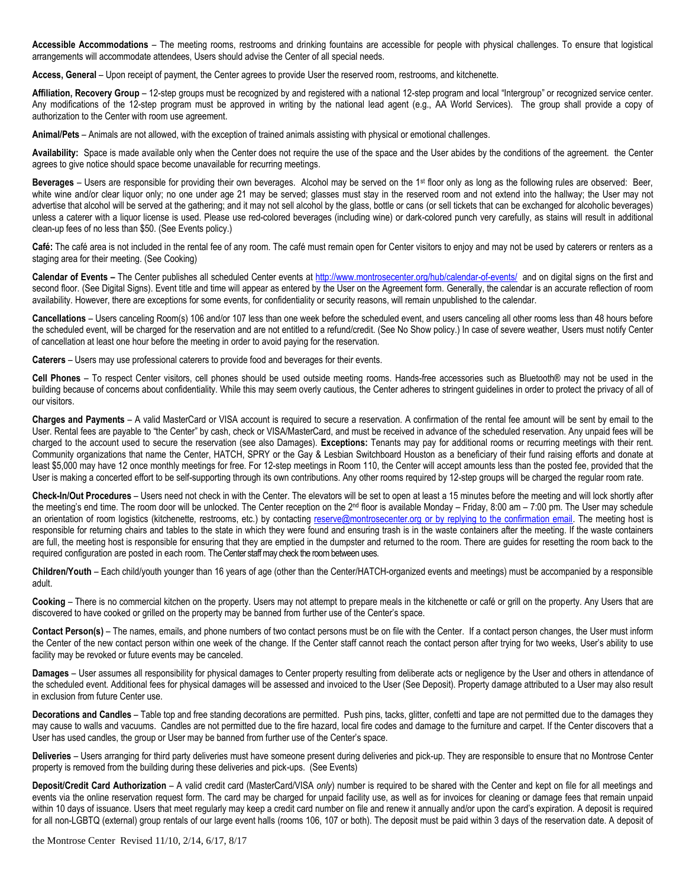**Accessible Accommodations** – The meeting rooms, restrooms and drinking fountains are accessible for people with physical challenges. To ensure that logistical arrangements will accommodate attendees, Users should advise the Center of all special needs.

**Access, General** – Upon receipt of payment, the Center agrees to provide User the reserved room, restrooms, and kitchenette.

**Affiliation, Recovery Group** – 12-step groups must be recognized by and registered with a national 12-step program and local "Intergroup" or recognized service center. Any modifications of the 12-step program must be approved in writing by the national lead agent (e.g., AA World Services). The group shall provide a copy of authorization to the Center with room use agreement.

**Animal/Pets** – Animals are not allowed, with the exception of trained animals assisting with physical or emotional challenges.

**Availability:** Space is made available only when the Center does not require the use of the space and the User abides by the conditions of the agreement. the Center agrees to give notice should space become unavailable for recurring meetings.

**Beverages** – Users are responsible for providing their own beverages. Alcohol may be served on the 1st floor only as long as the following rules are observed: Beer, white wine and/or clear liquor only; no one under age 21 may be served; glasses must stay in the reserved room and not extend into the hallway; the User may not advertise that alcohol will be served at the gathering; and it may not sell alcohol by the glass, bottle or cans (or sell tickets that can be exchanged for alcoholic beverages) unless a caterer with a liquor license is used. Please use red-colored beverages (including wine) or dark-colored punch very carefully, as stains will result in additional clean-up fees of no less than $50. (See Events policy.)

**Café:** The café area is not included in the rental fee of any room. The café must remain open for Center visitors to enjoy and may not be used by caterers or renters as a staging area for their meeting. (See Cooking)

**Calendar of Events –** The Center publishes all scheduled Center events at http://www.montrosecenter.org/hub/calendar-of-events/ and on digital signs on the first and second floor. (See Digital Signs). Event title and time will appear as entered by the User on the Agreement form. Generally, the calendar is an accurate reflection of room availability. However, there are exceptions for some events, for confidentiality or security reasons, will remain unpublished to the calendar.

**Cancellations** – Users canceling Room(s) 106 and/or 107 less than one week before the scheduled event, and users canceling all other rooms less than 48 hours before the scheduled event, will be charged for the reservation and are not entitled to a refund/credit. (See No Show policy.) In case of severe weather, Users must notify Center of cancellation at least one hour before the meeting in order to avoid paying for the reservation.

**Caterers** – Users may use professional caterers to provide food and beverages for their events.

**Cell Phones** – To respect Center visitors, cell phones should be used outside meeting rooms. Hands-free accessories such as Bluetooth® may not be used in the building because of concerns about confidentiality. While this may seem overly cautious, the Center adheres to stringent guidelines in order to protect the privacy of all of our visitors.

**Charges and Payments** – A valid MasterCard or VISA account is required to secure a reservation. A confirmation of the rental fee amount will be sent by email to the User. Rental fees are payable to "the Center" by cash, check or VISA/MasterCard, and must be received in advance of the scheduled reservation. Any unpaid fees will be charged to the account used to secure the reservation (see also Damages). **Exceptions:** Tenants may pay for additional rooms or recurring meetings with their rent. Community organizations that name the Center, HATCH, SPRY or the Gay & Lesbian Switchboard Houston as a beneficiary of their fund raising efforts and donate at least $5,000 may have 12 once monthly meetings for free. For 12-step meetings in Room 110, the Center will accept amounts less than the posted fee, provided that the User is making a concerted effort to be self-supporting through its own contributions. Any other rooms required by 12-step groups will be charged the regular room rate.

**Check-In/Out Procedures** – Users need not check in with the Center. The elevators will be set to open at least a 15 minutes before the meeting and will lock shortly after the meeting's end time. The room door will be unlocked. The Center reception on the 2nd floor is available Monday – Friday, 8:00 am – 7:00 pm. The User may schedule an orientation of room logistics (kitchenette, restrooms, etc.) by contacting reserve@montrosecenter.org or by replying to the confirmation email. The meeting host is responsible for returning chairs and tables to the state in which they were found and ensuring trash is in the waste containers after the meeting. If the waste containers are full, the meeting host is responsible for ensuring that they are emptied in the dumpster and returned to the room. There are guides for resetting the room back to the required configuration are posted in each room. The Center staff may check the room between uses.

**Children/Youth** – Each child/youth younger than 16 years of age (other than the Center/HATCH-organized events and meetings) must be accompanied by a responsible adult.

**Cooking** – There is no commercial kitchen on the property. Users may not attempt to prepare meals in the kitchenette or café or grill on the property. Any Users that are discovered to have cooked or grilled on the property may be banned from further use of the Center's space.

**Contact Person(s)** – The names, emails, and phone numbers of two contact persons must be on file with the Center. If a contact person changes, the User must inform the Center of the new contact person within one week of the change. If the Center staff cannot reach the contact person after trying for two weeks, User's ability to use facility may be revoked or future events may be canceled.

**Damages** – User assumes all responsibility for physical damages to Center property resulting from deliberate acts or negligence by the User and others in attendance of the scheduled event. Additional fees for physical damages will be assessed and invoiced to the User (See Deposit). Property damage attributed to a User may also result in exclusion from future Center use.

**Decorations and Candles** – Table top and free standing decorations are permitted. Push pins, tacks, glitter, confetti and tape are not permitted due to the damages they may cause to walls and vacuums. Candles are not permitted due to the fire hazard, local fire codes and damage to the furniture and carpet. If the Center discovers that a User has used candles, the group or User may be banned from further use of the Center's space.

**Deliveries** – Users arranging for third party deliveries must have someone present during deliveries and pick-up. They are responsible to ensure that no Montrose Center property is removed from the building during these deliveries and pick-ups. (See Events)

**Deposit/Credit Card Authorization** – A valid credit card (MasterCard/VISA *only*) number is required to be shared with the Center and kept on file for all meetings and events via the online reservation request form. The card may be charged for unpaid facility use, as well as for invoices for cleaning or damage fees that remain unpaid within 10 days of issuance. Users that meet regularly may keep a credit card number on file and renew it annually and/or upon the card's expiration. A deposit is required for all non-LGBTQ (external) group rentals of our large event halls (rooms 106, 107 or both). The deposit must be paid within 3 days of the reservation date. A deposit of

the Montrose Center Revised 11/10, 2/14, 6/17, 8/17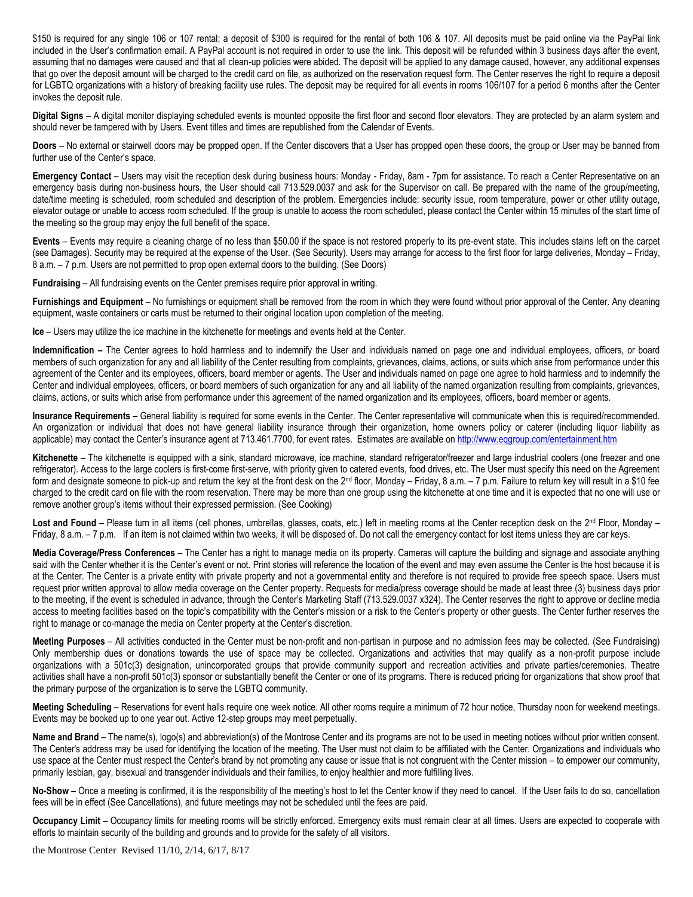$150 is required for any single 106 or 107 rental; a deposit of $300 is required for the rental of both 106 & 107. All deposits must be paid online via the PayPal link included in the User's confirmation email. A PayPal account is not required in order to use the link. This deposit will be refunded within 3 business days after the event, assuming that no damages were caused and that all clean-up policies were abided. The deposit will be applied to any damage caused, however, any additional expenses that go over the deposit amount will be charged to the credit card on file, as authorized on the reservation request form. The Center reserves the right to require a deposit for LGBTQ organizations with a history of breaking facility use rules. The deposit may be required for all events in rooms 106/107 for a period 6 months after the Center invokes the deposit rule.

**Digital Signs** – A digital monitor displaying scheduled events is mounted opposite the first floor and second floor elevators. They are protected by an alarm system and should never be tampered with by Users. Event titles and times are republished from the Calendar of Events.

**Doors** – No external or stairwell doors may be propped open. If the Center discovers that a User has propped open these doors, the group or User may be banned from further use of the Center's space.

**Emergency Contact** – Users may visit the reception desk during business hours: Monday - Friday, 8am - 7pm for assistance. To reach a Center Representative on an emergency basis during non-business hours, the User should call 713.529.0037 and ask for the Supervisor on call. Be prepared with the name of the group/meeting, date/time meeting is scheduled, room scheduled and description of the problem. Emergencies include: security issue, room temperature, power or other utility outage, elevator outage or unable to access room scheduled. If the group is unable to access the room scheduled, please contact the Center within 15 minutes of the start time of the meeting so the group may enjoy the full benefit of the space.

**Events** – Events may require a cleaning charge of no less than $50.00 if the space is not restored properly to its pre-event state. This includes stains left on the carpet (see Damages). Security may be required at the expense of the User. (See Security). Users may arrange for access to the first floor for large deliveries, Monday – Friday, 8 a.m. – 7 p.m. Users are not permitted to prop open external doors to the building. (See Doors)

**Fundraising** – All fundraising events on the Center premises require prior approval in writing.

**Furnishings and Equipment** – No furnishings or equipment shall be removed from the room in which they were found without prior approval of the Center. Any cleaning equipment, waste containers or carts must be returned to their original location upon completion of the meeting.

**Ice** – Users may utilize the ice machine in the kitchenette for meetings and events held at the Center.

**Indemnification –** The Center agrees to hold harmless and to indemnify the User and individuals named on page one and individual employees, officers, or board members of such organization for any and all liability of the Center resulting from complaints, grievances, claims, actions, or suits which arise from performance under this agreement of the Center and its employees, officers, board member or agents. The User and individuals named on page one agree to hold harmless and to indemnify the Center and individual employees, officers, or board members of such organization for any and all liability of the named organization resulting from complaints, grievances, claims, actions, or suits which arise from performance under this agreement of the named organization and its employees, officers, board member or agents.

**Insurance Requirements** – General liability is required for some events in the Center. The Center representative will communicate when this is required/recommended. An organization or individual that does not have general liability insurance through their organization, home owners policy or caterer (including liquor liability as applicable) may contact the Center's insurance agent at 713.461.7700, for event rates. Estimates are available on http://www.eqgroup.com/entertainment.htm

**Kitchenette** – The kitchenette is equipped with a sink, standard microwave, ice machine, standard refrigerator/freezer and large industrial coolers (one freezer and one refrigerator). Access to the large coolers is first-come first-serve, with priority given to catered events, food drives, etc. The User must specify this need on the Agreement form and designate someone to pick-up and return the key at the front desk on the 2nd floor, Monday – Friday, 8 a.m. – 7 p.m. Failure to return key will result in a $10 fee charged to the credit card on file with the room reservation. There may be more than one group using the kitchenette at one time and it is expected that no one will use or remove another group's items without their expressed permission. (See Cooking)

**Lost and Found** – Please turn in all items (cell phones, umbrellas, glasses, coats, etc.) left in meeting rooms at the Center reception desk on the 2nd Floor, Monday – Friday, 8 a.m. – 7 p.m. If an item is not claimed within two weeks, it will be disposed of. Do not call the emergency contact for lost items unless they are car keys.

**Media Coverage/Press Conferences** – The Center has a right to manage media on its property. Cameras will capture the building and signage and associate anything said with the Center whether it is the Center's event or not. Print stories will reference the location of the event and may even assume the Center is the host because it is at the Center. The Center is a private entity with private property and not a governmental entity and therefore is not required to provide free speech space. Users must request prior written approval to allow media coverage on the Center property. Requests for media/press coverage should be made at least three (3) business days prior to the meeting, if the event is scheduled in advance, through the Center's Marketing Staff (713.529.0037 x324). The Center reserves the right to approve or decline media access to meeting facilities based on the topic's compatibility with the Center's mission or a risk to the Center's property or other guests. The Center further reserves the right to manage or co-manage the media on Center property at the Center's discretion.

**Meeting Purposes** – All activities conducted in the Center must be non-profit and non-partisan in purpose and no admission fees may be collected. (See Fundraising) Only membership dues or donations towards the use of space may be collected. Organizations and activities that may qualify as a non-profit purpose include organizations with a 501c(3) designation, unincorporated groups that provide community support and recreation activities and private parties/ceremonies. Theatre activities shall have a non-profit 501c(3) sponsor or substantially benefit the Center or one of its programs. There is reduced pricing for organizations that show proof that the primary purpose of the organization is to serve the LGBTQ community.

**Meeting Scheduling** – Reservations for event halls require one week notice. All other rooms require a minimum of 72 hour notice, Thursday noon for weekend meetings. Events may be booked up to one year out. Active 12-step groups may meet perpetually.

**Name and Brand** – The name(s), logo(s) and abbreviation(s) of the Montrose Center and its programs are not to be used in meeting notices without prior written consent. The Center's address may be used for identifying the location of the meeting. The User must not claim to be affiliated with the Center. Organizations and individuals who use space at the Center must respect the Center's brand by not promoting any cause or issue that is not congruent with the Center mission – to empower our community, primarily lesbian, gay, bisexual and transgender individuals and their families, to enjoy healthier and more fulfilling lives.

**No-Show** – Once a meeting is confirmed, it is the responsibility of the meeting's host to let the Center know if they need to cancel. If the User fails to do so, cancellation fees will be in effect (See Cancellations), and future meetings may not be scheduled until the fees are paid.

**Occupancy Limit** – Occupancy limits for meeting rooms will be strictly enforced. Emergency exits must remain clear at all times. Users are expected to cooperate with efforts to maintain security of the building and grounds and to provide for the safety of all visitors.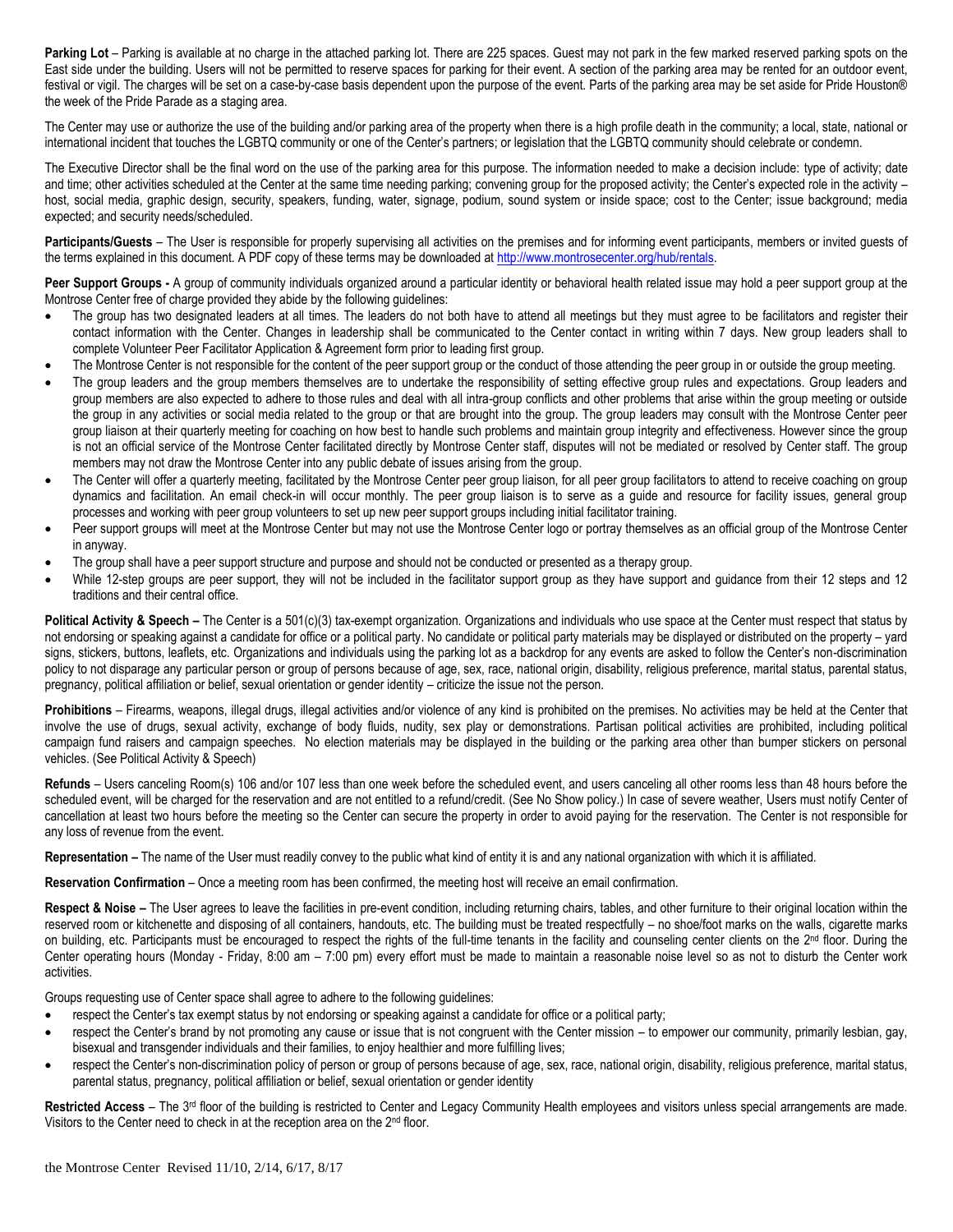**Parking Lot** – Parking is available at no charge in the attached parking lot. There are 225 spaces. Guest may not park in the few marked reserved parking spots on the East side under the building. Users will not be permitted to reserve spaces for parking for their event. A section of the parking area may be rented for an outdoor event, festival or vigil. The charges will be set on a case-by-case basis dependent upon the purpose of the event. Parts of the parking area may be set aside for Pride Houston® the week of the Pride Parade as a staging area.

The Center may use or authorize the use of the building and/or parking area of the property when there is a high profile death in the community; a local, state, national or international incident that touches the LGBTQ community or one of the Center's partners; or legislation that the LGBTQ community should celebrate or condemn.

The Executive Director shall be the final word on the use of the parking area for this purpose. The information needed to make a decision include: type of activity; date and time; other activities scheduled at the Center at the same time needing parking; convening group for the proposed activity; the Center's expected role in the activity – host, social media, graphic design, security, speakers, funding, water, signage, podium, sound system or inside space; cost to the Center; issue background; media expected; and security needs/scheduled.

**Participants/Guests** – The User is responsible for properly supervising all activities on the premises and for informing event participants, members or invited guests of the terms explained in this document. A PDF copy of these terms may be downloaded at http://www.montrosecenter.org/hub/rentals.

**Peer Support Groups -** A group of community individuals organized around a particular identity or behavioral health related issue may hold a peer support group at the Montrose Center free of charge provided they abide by the following guidelines:

- The group has two designated leaders at all times. The leaders do not both have to attend all meetings but they must agree to be facilitators and register their contact information with the Center. Changes in leadership shall be communicated to the Center contact in writing within 7 days. New group leaders shall to complete Volunteer Peer Facilitator Application & Agreement form prior to leading first group.
- The Montrose Center is not responsible for the content of the peer support group or the conduct of those attending the peer group in or outside the group meeting.
- The group leaders and the group members themselves are to undertake the responsibility of setting effective group rules and expectations. Group leaders and group members are also expected to adhere to those rules and deal with all intra-group conflicts and other problems that arise within the group meeting or outside the group in any activities or social media related to the group or that are brought into the group. The group leaders may consult with the Montrose Center peer group liaison at their quarterly meeting for coaching on how best to handle such problems and maintain group integrity and effectiveness. However since the group is not an official service of the Montrose Center facilitated directly by Montrose Center staff, disputes will not be mediated or resolved by Center staff. The group members may not draw the Montrose Center into any public debate of issues arising from the group.
- The Center will offer a quarterly meeting, facilitated by the Montrose Center peer group liaison, for all peer group facilitators to attend to receive coaching on group dynamics and facilitation. An email check-in will occur monthly. The peer group liaison is to serve as a guide and resource for facility issues, general group processes and working with peer group volunteers to set up new peer support groups including initial facilitator training.
- Peer support groups will meet at the Montrose Center but may not use the Montrose Center logo or portray themselves as an official group of the Montrose Center in anyway.
- The group shall have a peer support structure and purpose and should not be conducted or presented as a therapy group.
- While 12-step groups are peer support, they will not be included in the facilitator support group as they have support and guidance from their 12 steps and 12 traditions and their central office.

**Political Activity & Speech –** The Center is a 501(c)(3) tax-exempt organization. Organizations and individuals who use space at the Center must respect that status by not endorsing or speaking against a candidate for office or a political party. No candidate or political party materials may be displayed or distributed on the property – yard signs, stickers, buttons, leaflets, etc. Organizations and individuals using the parking lot as a backdrop for any events are asked to follow the Center's non-discrimination policy to not disparage any particular person or group of persons because of age, sex, race, national origin, disability, religious preference, marital status, parental status, pregnancy, political affiliation or belief, sexual orientation or gender identity – criticize the issue not the person.

**Prohibitions** – Firearms, weapons, illegal drugs, illegal activities and/or violence of any kind is prohibited on the premises. No activities may be held at the Center that involve the use of drugs, sexual activity, exchange of body fluids, nudity, sex play or demonstrations. Partisan political activities are prohibited, including political campaign fund raisers and campaign speeches. No election materials may be displayed in the building or the parking area other than bumper stickers on personal vehicles. (See Political Activity & Speech)

**Refunds** – Users canceling Room(s) 106 and/or 107 less than one week before the scheduled event, and users canceling all other rooms less than 48 hours before the scheduled event, will be charged for the reservation and are not entitled to a refund/credit. (See No Show policy.) In case of severe weather, Users must notify Center of cancellation at least two hours before the meeting so the Center can secure the property in order to avoid paying for the reservation. The Center is not responsible for any loss of revenue from the event.

**Representation –** The name of the User must readily convey to the public what kind of entity it is and any national organization with which it is affiliated.

**Reservation Confirmation** – Once a meeting room has been confirmed, the meeting host will receive an email confirmation.

**Respect & Noise –** The User agrees to leave the facilities in pre-event condition, including returning chairs, tables, and other furniture to their original location within the reserved room or kitchenette and disposing of all containers, handouts, etc. The building must be treated respectfully – no shoe/foot marks on the walls, cigarette marks on building, etc. Participants must be encouraged to respect the rights of the full-time tenants in the facility and counseling center clients on the 2nd floor. During the Center operating hours (Monday - Friday, 8:00 am – 7:00 pm) every effort must be made to maintain a reasonable noise level so as not to disturb the Center work activities.

Groups requesting use of Center space shall agree to adhere to the following guidelines:

- respect the Center's tax exempt status by not endorsing or speaking against a candidate for office or a political party;
- respect the Center's brand by not promoting any cause or issue that is not congruent with the Center mission – to empower our community, primarily lesbian, gay, bisexual and transgender individuals and their families, to enjoy healthier and more fulfilling lives;
- respect the Center's non-discrimination policy of person or group of persons because of age, sex, race, national origin, disability, religious preference, marital status, parental status, pregnancy, political affiliation or belief, sexual orientation or gender identity

**Restricted Access** – The 3rd floor of the building is restricted to Center and Legacy Community Health employees and visitors unless special arrangements are made. Visitors to the Center need to check in at the reception area on the 2nd floor.

the Montrose Center Revised 11/10, 2/14, 6/17, 8/17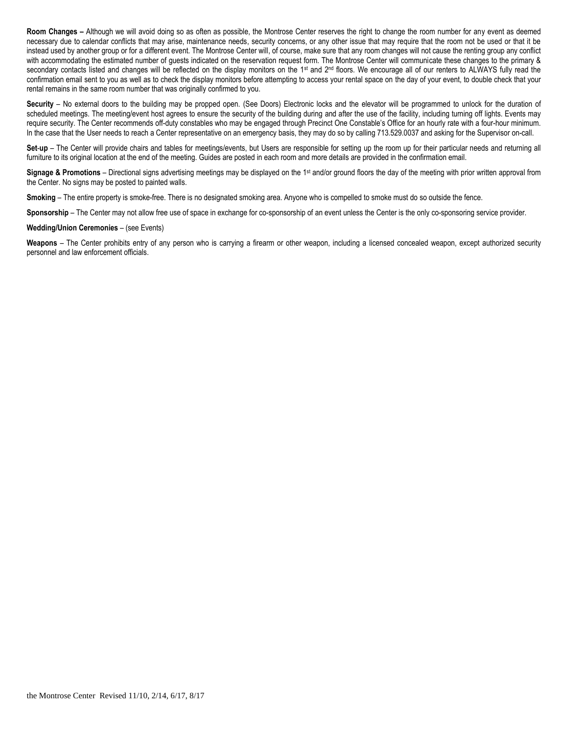**Room Changes –** Although we will avoid doing so as often as possible, the Montrose Center reserves the right to change the room number for any event as deemed necessary due to calendar conflicts that may arise, maintenance needs, security concerns, or any other issue that may require that the room not be used or that it be instead used by another group or for a different event. The Montrose Center will, of course, make sure that any room changes will not cause the renting group any conflict with accommodating the estimated number of guests indicated on the reservation request form. The Montrose Center will communicate these changes to the primary & secondary contacts listed and changes will be reflected on the display monitors on the 1st and 2nd floors. We encourage all of our renters to ALWAYS fully read the confirmation email sent to you as well as to check the display monitors before attempting to access your rental space on the day of your event, to double check that your rental remains in the same room number that was originally confirmed to you.

**Security** – No external doors to the building may be propped open. (See Doors) Electronic locks and the elevator will be programmed to unlock for the duration of scheduled meetings. The meeting/event host agrees to ensure the security of the building during and after the use of the facility, including turning off lights. Events may require security. The Center recommends off-duty constables who may be engaged through Precinct One Constable's Office for an hourly rate with a four-hour minimum. In the case that the User needs to reach a Center representative on an emergency basis, they may do so by calling 713.529.0037 and asking for the Supervisor on-call.

**Set-up** – The Center will provide chairs and tables for meetings/events, but Users are responsible for setting up the room up for their particular needs and returning all furniture to its original location at the end of the meeting. Guides are posted in each room and more details are provided in the confirmation email.

**Signage & Promotions** – Directional signs advertising meetings may be displayed on the 1st and/or ground floors the day of the meeting with prior written approval from the Center. No signs may be posted to painted walls.

**Smoking** – The entire property is smoke-free. There is no designated smoking area. Anyone who is compelled to smoke must do so outside the fence.

**Sponsorship** – The Center may not allow free use of space in exchange for co-sponsorship of an event unless the Center is the only co-sponsoring service provider.

**Wedding/Union Ceremonies** – (see Events)

**Weapons** – The Center prohibits entry of any person who is carrying a firearm or other weapon, including a licensed concealed weapon, except authorized security personnel and law enforcement officials.

the Montrose Center Revised 11/10, 2/14, 6/17, 8/17